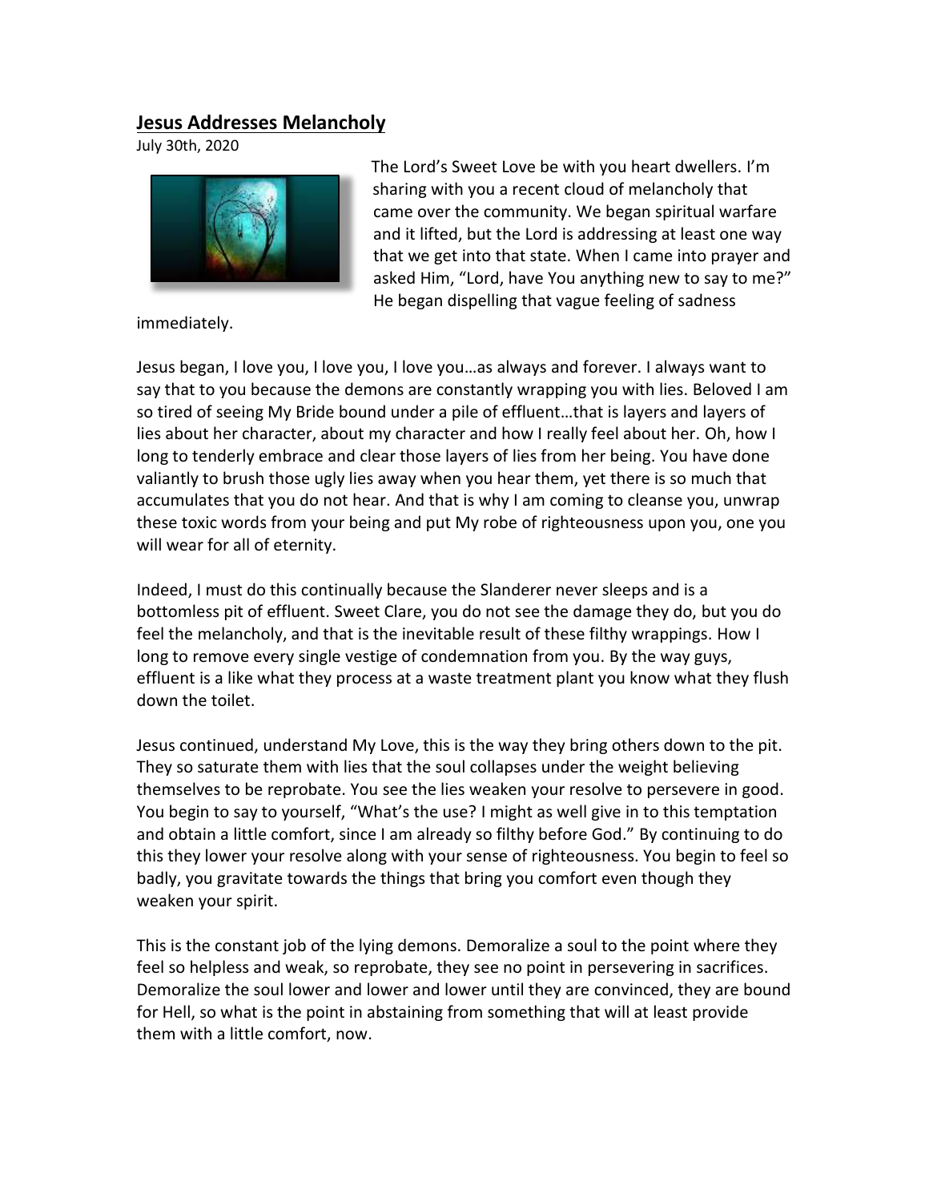## **Jesus Addresses Melancholy**

July 30th, 2020

The Lord's Sweet Love be with you heart dwellers. I'm sharing with you a recent cloud of melancholy that came over the community. We began spiritual warfare and it lifted, but the Lord is addressing at least one way that we get into that state. When I came into prayer and asked Him, "Lord, have You anything new to say to me?" He began dispelling that vague feeling of sadness immediately.

Jesus began, I love you, I love you, I love you…as always and forever. I always want to say that to you because the demons are constantly wrapping you with lies. Beloved I am so tired of seeing My Bride bound under a pile of effluent…that is layers and layers of lies about her character, about my character and how I really feel about her. Oh, how I long to tenderly embrace and clear those layers of lies from her being. You have done valiantly to brush those ugly lies away when you hear them, yet there is so much that accumulates that you do not hear. And that is why I am coming to cleanse you, unwrap these toxic words from your being and put My robe of righteousness upon you, one you will wear for all of eternity.

Indeed, I must do this continually because the Slanderer never sleeps and is a bottomless pit of effluent. Sweet Clare, you do not see the damage they do, but you do feel the melancholy, and that is the inevitable result of these filthy wrappings. How I long to remove every single vestige of condemnation from you. By the way guys, effluent is a like what they process at a waste treatment plant you know what they flush down the toilet.

Jesus continued, understand My Love, this is the way they bring others down to the pit. They so saturate them with lies that the soul collapses under the weight believing themselves to be reprobate. You see the lies weaken your resolve to persevere in good. You begin to say to yourself, "What's the use? I might as well give in to this temptation and obtain a little comfort, since I am already so filthy before God." By continuing to do this they lower your resolve along with your sense of righteousness. You begin to feel so badly, you gravitate towards the things that bring you comfort even though they weaken your spirit.

This is the constant job of the lying demons. Demoralize a soul to the point where they feel so helpless and weak, so reprobate, they see no point in persevering in sacrifices. Demoralize the soul lower and lower and lower until they are convinced, they are bound for Hell, so what is the point in abstaining from something that will at least provide them with a little comfort, now.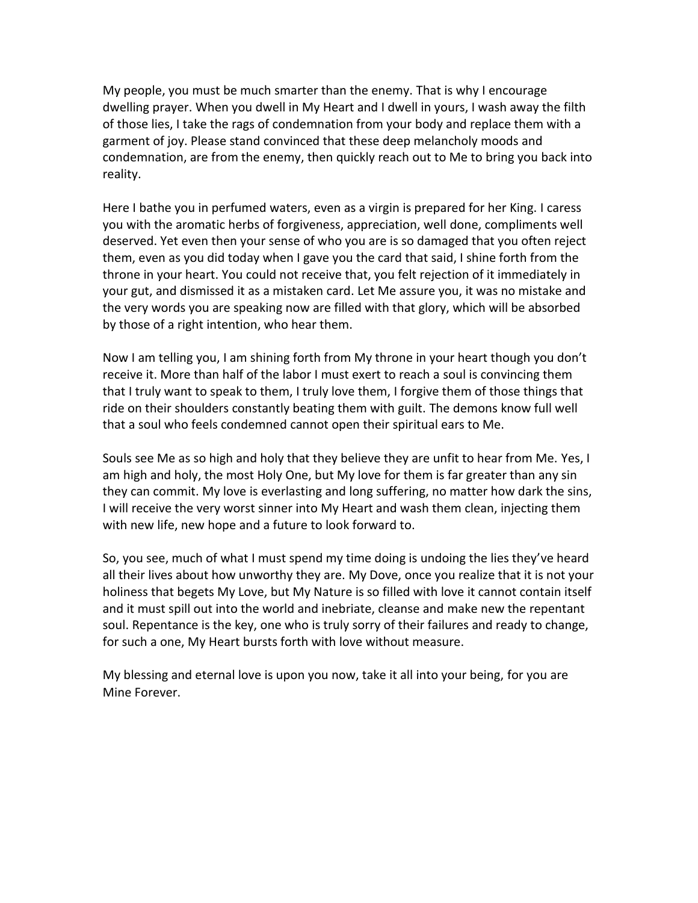My people, you must be much smarter than the enemy. That is why I encourage dwelling prayer. When you dwell in My Heart and I dwell in yours, I wash away the filth of those lies, I take the rags of condemnation from your body and replace them with a garment of joy. Please stand convinced that these deep melancholy moods and condemnation, are from the enemy, then quickly reach out to Me to bring you back into reality.

Here I bathe you in perfumed waters, even as a virgin is prepared for her King. I caress you with the aromatic herbs of forgiveness, appreciation, well done, compliments well deserved. Yet even then your sense of who you are is so damaged that you often reject them, even as you did today when I gave you the card that said, I shine forth from the throne in your heart. You could not receive that, you felt rejection of it immediately in your gut, and dismissed it as a mistaken card. Let Me assure you, it was no mistake and the very words you are speaking now are filled with that glory, which will be absorbed by those of a right intention, who hear them.

Now I am telling you, I am shining forth from My throne in your heart though you don't receive it. More than half of the labor I must exert to reach a soul is convincing them that I truly want to speak to them, I truly love them, I forgive them of those things that ride on their shoulders constantly beating them with guilt. The demons know full well that a soul who feels condemned cannot open their spiritual ears to Me.

Souls see Me as so high and holy that they believe they are unfit to hear from Me. Yes, I am high and holy, the most Holy One, but My love for them is far greater than any sin they can commit. My love is everlasting and long suffering, no matter how dark the sins, I will receive the very worst sinner into My Heart and wash them clean, injecting them with new life, new hope and a future to look forward to.

So, you see, much of what I must spend my time doing is undoing the lies they've heard all their lives about how unworthy they are. My Dove, once you realize that it is not your holiness that begets My Love, but My Nature is so filled with love it cannot contain itself and it must spill out into the world and inebriate, cleanse and make new the repentant soul. Repentance is the key, one who is truly sorry of their failures and ready to change, for such a one, My Heart bursts forth with love without measure.

My blessing and eternal love is upon you now, take it all into your being, for you are Mine Forever.